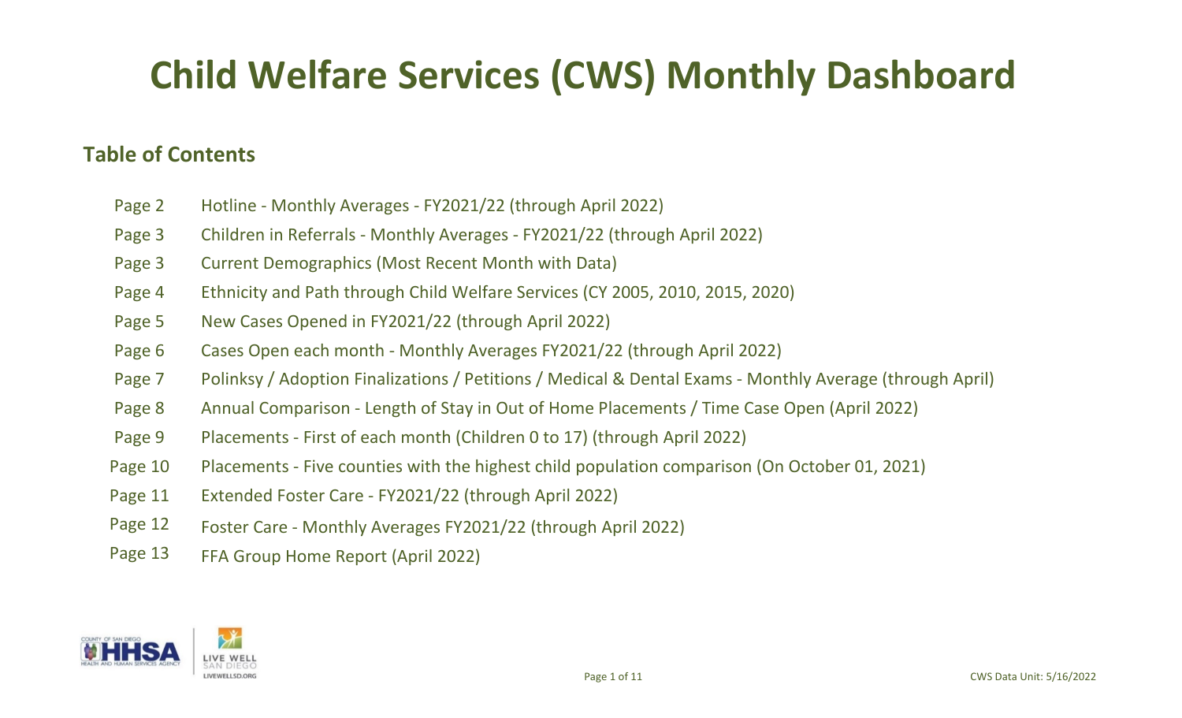# Child Welfare Services (CWS) Monthly Dashboard

## Table of Contents

| | |
|---|---|
| Page 2 | Hotline - Monthly Averages - FY2021/22 (through April 2022) |
| Page 3 | Children in Referrals - Monthly Averages - FY2021/22 (through April 2022) |
| Page 3 | Current Demographics (Most Recent Month with Data) |
| Page 4 | Ethnicity and Path through Child Welfare Services (CY 2005, 2010, 2015, 2020) |
| Page 5 | New Cases Opened in FY2021/22 (through April 2022) |
| Page 6 | Cases Open each month - Monthly Averages FY2021/22 (through April 2022) |
| Page 7 | Polinksy / Adoption Finalizations / Petitions / Medical & Dental Exams - Monthly Average (through April) |
| Page 8 | Annual Comparison - Length of Stay in Out of Home Placements / Time Case Open (April 2022) |
| Page 9 | Placements - First of each month (Children 0 to 17) (through April 2022) |
| Page 10 | Placements - Five counties with the highest child population comparison (On October 01, 2021) |
| Page 11 | Extended Foster Care - FY2021/22 (through April 2022) |
| Page 12 | Foster Care - Monthly Averages FY2021/22 (through April 2022) |
| Page 13 | FFA Group Home Report (April 2022) |

CWS Data Unit: 5/16/2022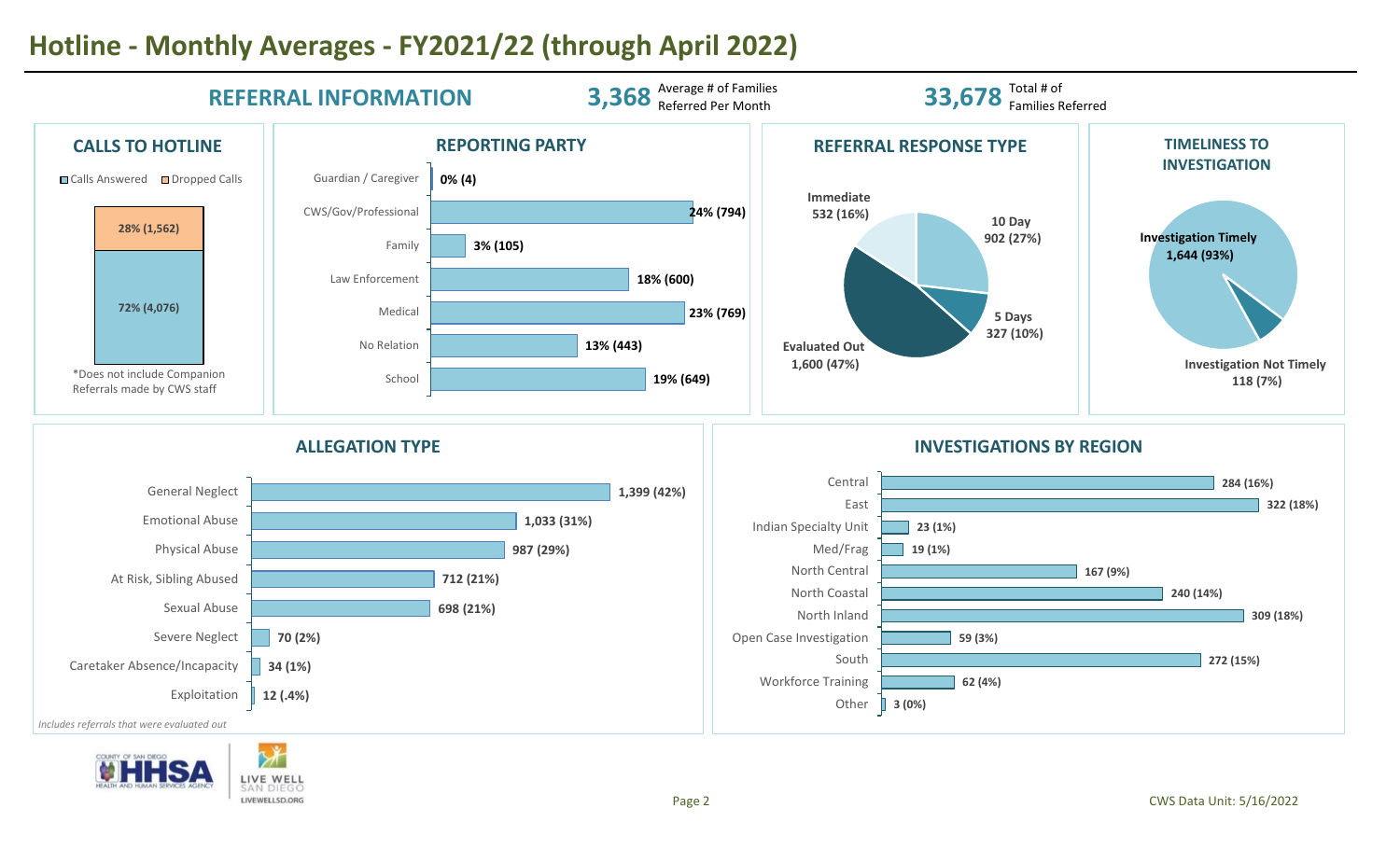# Hotline - Monthly Averages - FY2021/22 (through April 2022)

## REFERRAL INFORMATION

**3,368** Average # of Families Referred Per Month

**33,678** Total # of Families Referred

### CALLS TO HOTLINE

| Calls Answered | Dropped Calls |
|---|---|
| 72% (4,076) | 28% (1,562) |

*Does not include Companion Referrals made by CWS staff

### REPORTING PARTY

| Reporting Party | Count |
|---|---|
| Guardian / Caregiver | 0% (4) |
| CWS/Gov/Professional | 24% (794) |
| Family | 3% (105) |
| Law Enforcement | 18% (600) |
| Medical | 23% (769) |
| No Relation | 13% (443) |
| School | 19% (649) |

### REFERRAL RESPONSE TYPE

| Response Type | Count |
|---|---|
| Immediate | 532 (16%) |
| 10 Day | 902 (27%) |
| 5 Days | 327 (10%) |
| Evaluated Out | 1,600 (47%) |

### TIMELINESS TO INVESTIGATION

| Timeliness | Count |
|---|---|
| Investigation Timely | 1,644 (93%) |
| Investigation Not Timely | 118 (7%) |

### ALLEGATION TYPE

| Allegation Type | Count |
|---|---|
| General Neglect | 1,399 (42%) |
| Emotional Abuse | 1,033 (31%) |
| Physical Abuse | 987 (29%) |
| At Risk, Sibling Abused | 712 (21%) |
| Sexual Abuse | 698 (21%) |
| Severe Neglect | 70 (2%) |
| Caretaker Absence/Incapacity | 34 (1%) |
| Exploitation | 12 (.4%) |

*Includes referrals that were evaluated out*

### INVESTIGATIONS BY REGION

| Region | Count |
|---|---|
| Central | 284 (16%) |
| East | 322 (18%) |
| Indian Specialty Unit | 23 (1%) |
| Med/Frag | 19 (1%) |
| North Central | 167 (9%) |
| North Coastal | 240 (14%) |
| North Inland | 309 (18%) |
| Open Case Investigation | 59 (3%) |
| South | 272 (15%) |
| Workforce Training | 62 (4%) |
| Other | 3 (0%) |

CWS Data Unit: 5/16/2022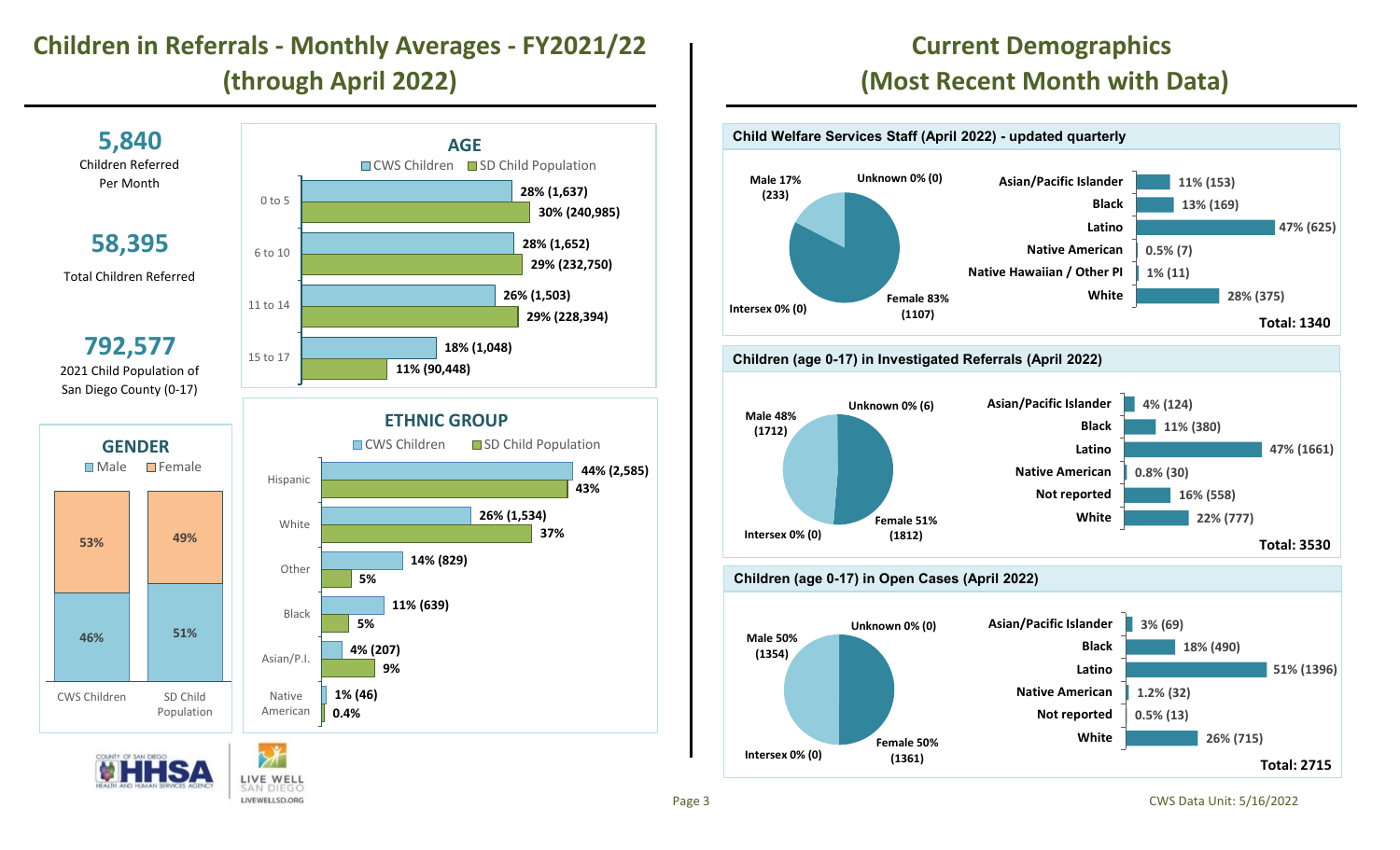# Children in Referrals - Monthly Averages - FY2021/22 (through April 2022)

**5,840**
Children Referred Per Month

**58,395**
Total Children Referred

**792,577**
2021 Child Population of San Diego County (0-17)

### AGE

| Age | CWS Children | SD Child Population |
|---|---|---|
| 0 to 5 | 28% (1,637) | 30% (240,985) |
| 6 to 10 | 28% (1,652) | 29% (232,750) |
| 11 to 14 | 26% (1,503) | 29% (228,394) |
| 15 to 17 | 18% (1,048) | 11% (90,448) |

### GENDER

| | CWS Children | SD Child Population |
|---|---|---|
| Male | 46% | 51% |
| Female | 53% | 49% |

### ETHNIC GROUP

| Ethnic Group | CWS Children | SD Child Population |
|---|---|---|
| Hispanic | 44% (2,585) | 43% |
| White | 26% (1,534) | 37% |
| Other | 14% (829) | 5% |
| Black | 11% (639) | 5% |
| Asian/P.I. | 4% (207) | 9% |
| Native American | 1% (46) | 0.4% |

# Current Demographics (Most Recent Month with Data)

### Child Welfare Services Staff (April 2022) - updated quarterly

| Gender | |
|---|---|
| Male | 17% (233) |
| Female | 83% (1107) |
| Unknown | 0% (0) |
| Intersex | 0% (0) |

| Ethnicity | |
|---|---|
| Asian/Pacific Islander | 11% (153) |
| Black | 13% (169) |
| Latino | 47% (625) |
| Native American | 0.5% (7) |
| Native Hawaiian / Other PI | 1% (11) |
| White | 28% (375) |
| **Total** | **1340** |

### Children (age 0-17) in Investigated Referrals (April 2022)

| Gender | |
|---|---|
| Male | 48% (1712) |
| Female | 51% (1812) |
| Unknown | 0% (6) |
| Intersex | 0% (0) |

| Ethnicity | |
|---|---|
| Asian/Pacific Islander | 4% (124) |
| Black | 11% (380) |
| Latino | 47% (1661) |
| Native American | 0.8% (30) |
| Not reported | 16% (558) |
| White | 22% (777) |
| **Total** | **3530** |

### Children (age 0-17) in Open Cases (April 2022)

| Gender | |
|---|---|
| Male | 50% (1354) |
| Female | 50% (1361) |
| Unknown | 0% (0) |
| Intersex | 0% (0) |

| Ethnicity | |
|---|---|
| Asian/Pacific Islander | 3% (69) |
| Black | 18% (490) |
| Latino | 51% (1396) |
| Native American | 1.2% (32) |
| Not reported | 0.5% (13) |
| White | 26% (715) |
| **Total** | **2715** |

CWS Data Unit: 5/16/2022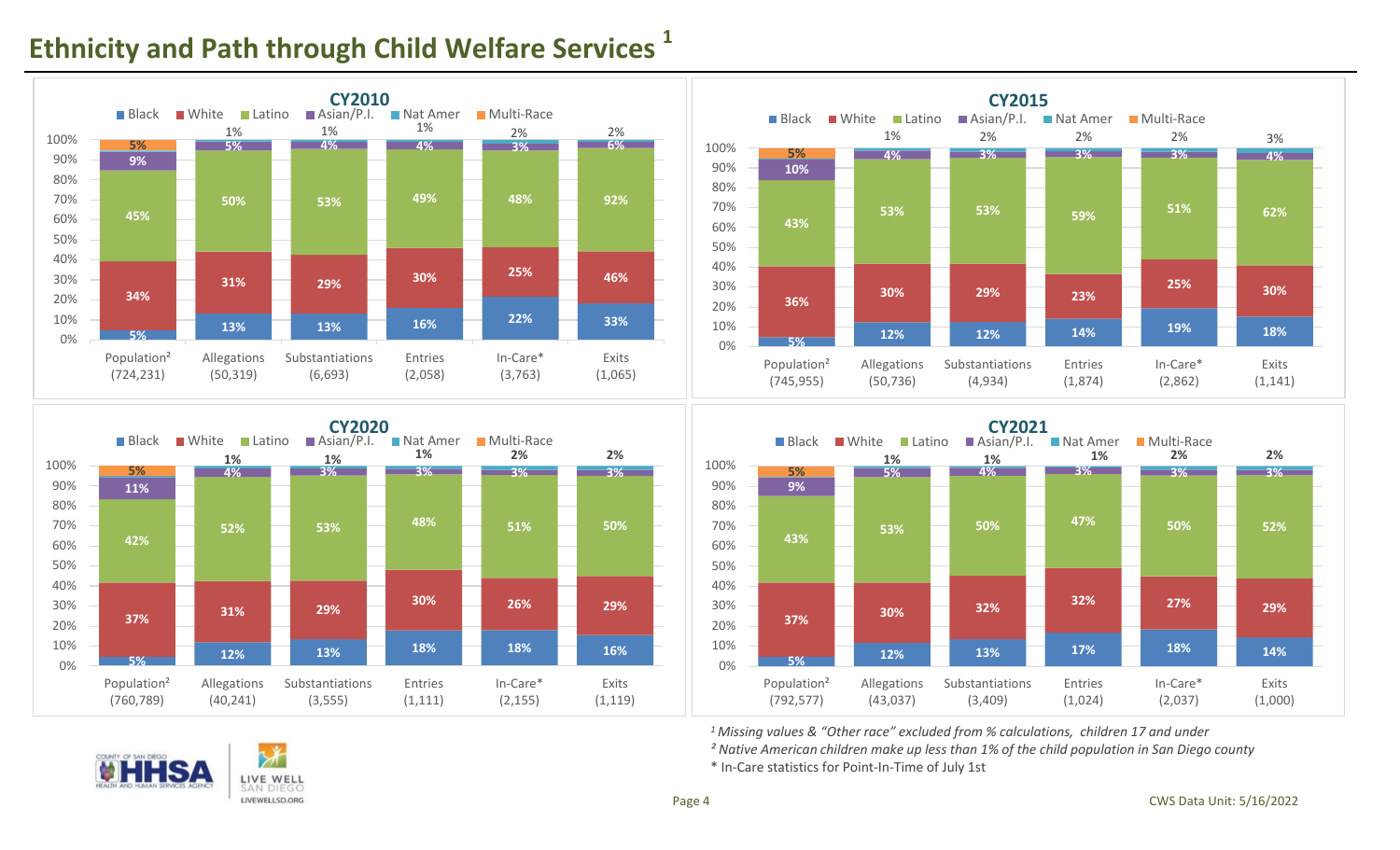# Ethnicity and Path through Child Welfare Services [1]

## CY2010

| | Population² (724,231) | Allegations (50,319) | Substantiations (6,693) | Entries (2,058) | In-Care* (3,763) | Exits (1,065) |
|---|---|---|---|---|---|---|
| Black | 5% | 13% | 13% | 16% | 22% | 33% |
| White | 34% | 31% | 29% | 30% | 25% | 46% |
| Latino | 45% | 50% | 53% | 49% | 48% | 92% |
| Asian/P.I. | 9% | 5% | 4% | 4% | 3% | 6% |
| Nat Amer | | 1% | 1% | 1% | 2% | 2% |
| Multi-Race | 5% | | | | | |

## CY2015

| | Population² (745,955) | Allegations (50,736) | Substantiations (4,934) | Entries (1,874) | In-Care* (2,862) | Exits (1,141) |
|---|---|---|---|---|---|---|
| Black | 5% | 12% | 12% | 14% | 19% | 18% |
| White | 36% | 30% | 29% | 23% | 25% | 30% |
| Latino | 43% | 53% | 53% | 59% | 51% | 62% |
| Asian/P.I. | 10% | 4% | 3% | 3% | 3% | 4% |
| Nat Amer | | 1% | 2% | 2% | 2% | 3% |
| Multi-Race | 5% | | | | | |

## CY2020

| | Population² (760,789) | Allegations (40,241) | Substantiations (3,555) | Entries (1,111) | In-Care* (2,155) | Exits (1,119) |
|---|---|---|---|---|---|---|
| Black | 5% | 12% | 13% | 18% | 18% | 16% |
| White | 37% | 31% | 29% | 30% | 26% | 29% |
| Latino | 42% | 52% | 53% | 48% | 51% | 50% |
| Asian/P.I. | 11% | 4% | 3% | 3% | 3% | 3% |
| Nat Amer | | 1% | 1% | 1% | 2% | 2% |
| Multi-Race | 5% | | | | | |

## CY2021

| | Population² (792,577) | Allegations (43,037) | Substantiations (3,409) | Entries (1,024) | In-Care* (2,037) | Exits (1,000) |
|---|---|---|---|---|---|---|
| Black | 5% | 12% | 13% | 17% | 18% | 14% |
| White | 37% | 30% | 32% | 32% | 27% | 29% |
| Latino | 43% | 53% | 50% | 47% | 50% | 52% |
| Asian/P.I. | 9% | 5% | 4% | 3% | 3% | 3% |
| Nat Amer | | 1% | 1% | 1% | 2% | 2% |
| Multi-Race | 5% | | | | | |

*¹ Missing values & "Other race" excluded from % calculations, children 17 and under*

*² Native American children make up less than 1% of the child population in San Diego county*

\* In-Care statistics for Point-In-Time of July 1st

CWS Data Unit: 5/16/2022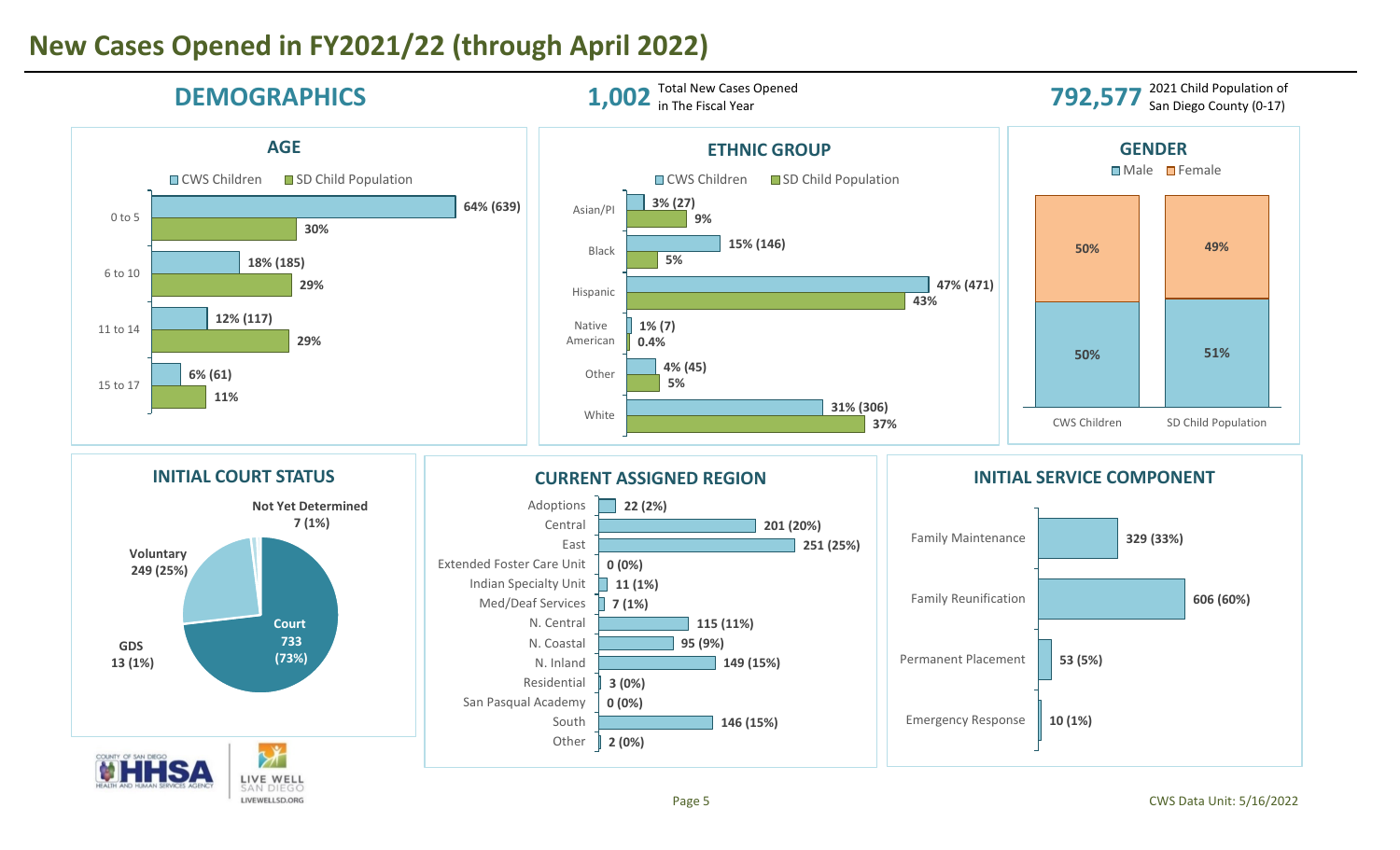# New Cases Opened in FY2021/22 (through April 2022)

## DEMOGRAPHICS

**1,002** Total New Cases Opened in The Fiscal Year

**792,577** 2021 Child Population of San Diego County (0-17)

### AGE

| Age | CWS Children | SD Child Population |
|---|---|---|
| 0 to 5 | 64% (639) | 30% |
| 6 to 10 | 18% (185) | 29% |
| 11 to 14 | 12% (117) | 29% |
| 15 to 17 | 6% (61) | 11% |

### ETHNIC GROUP

| Ethnic Group | CWS Children | SD Child Population |
|---|---|---|
| Asian/PI | 3% (27) | 9% |
| Black | 15% (146) | 5% |
| Hispanic | 47% (471) | 43% |
| Native American | 1% (7) | 0.4% |
| Other | 4% (45) | 5% |
| White | 31% (306) | 37% |

### GENDER

| Gender | CWS Children | SD Child Population |
|---|---|---|
| Male | 50% | 51% |
| Female | 50% | 49% |

### INITIAL COURT STATUS

| Status | Count (%) |
|---|---|
| Court | 733 (73%) |
| Voluntary | 249 (25%) |
| GDS | 13 (1%) |
| Not Yet Determined | 7 (1%) |

### CURRENT ASSIGNED REGION

| Region | Count (%) |
|---|---|
| Adoptions | 22 (2%) |
| Central | 201 (20%) |
| East | 251 (25%) |
| Extended Foster Care Unit | 0 (0%) |
| Indian Specialty Unit | 11 (1%) |
| Med/Deaf Services | 7 (1%) |
| N. Central | 115 (11%) |
| N. Coastal | 95 (9%) |
| N. Inland | 149 (15%) |
| Residential | 3 (0%) |
| San Pasqual Academy | 0 (0%) |
| South | 146 (15%) |
| Other | 2 (0%) |

### INITIAL SERVICE COMPONENT

| Service Component | Count (%) |
|---|---|
| Family Maintenance | 329 (33%) |
| Family Reunification | 606 (60%) |
| Permanent Placement | 53 (5%) |
| Emergency Response | 10 (1%) |

CWS Data Unit: 5/16/2022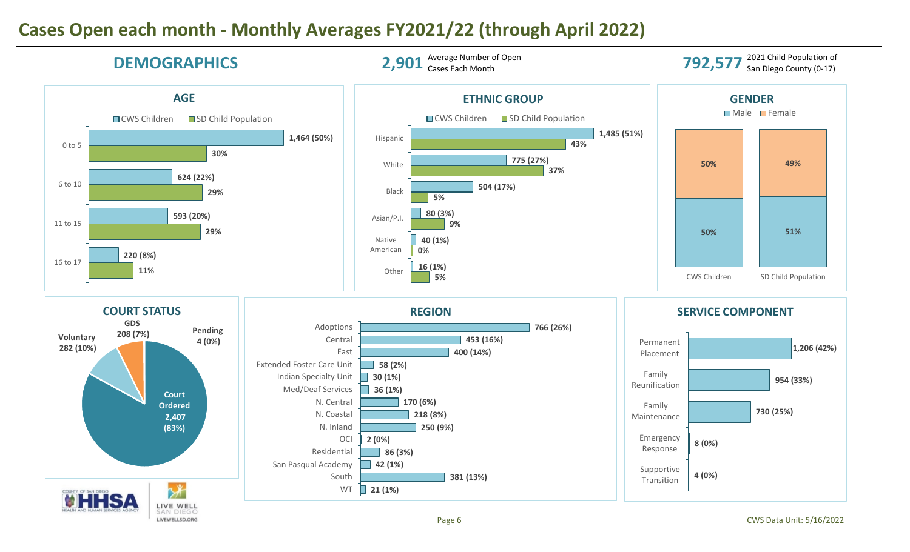# Cases Open each month - Monthly Averages FY2021/22 (through April 2022)

## DEMOGRAPHICS

**2,901** Average Number of Open Cases Each Month

**792,577** 2021 Child Population of San Diego County (0-17)

### AGE

| Age | CWS Children | SD Child Population |
|---|---|---|
| 0 to 5 | 1,464 (50%) | 30% |
| 6 to 10 | 624 (22%) | 29% |
| 11 to 15 | 593 (20%) | 29% |
| 16 to 17 | 220 (8%) | 11% |

### ETHNIC GROUP

| Ethnic Group | CWS Children | SD Child Population |
|---|---|---|
| Hispanic | 1,485 (51%) | 43% |
| White | 775 (27%) | 37% |
| Black | 504 (17%) | 5% |
| Asian/P.I. | 80 (3%) | 9% |
| Native American | 40 (1%) | 0% |
| Other | 16 (1%) | 5% |

### GENDER

| Gender | CWS Children | SD Child Population |
|---|---|---|
| Male | 50% | 51% |
| Female | 50% | 49% |

### COURT STATUS

| Court Status | Count |
|---|---|
| Court Ordered | 2,407 (83%) |
| Voluntary | 282 (10%) |
| GDS | 208 (7%) |
| Pending | 4 (0%) |

### REGION

| Region | Count |
|---|---|
| Adoptions | 766 (26%) |
| Central | 453 (16%) |
| East | 400 (14%) |
| Extended Foster Care Unit | 58 (2%) |
| Indian Specialty Unit | 30 (1%) |
| Med/Deaf Services | 36 (1%) |
| N. Central | 170 (6%) |
| N. Coastal | 218 (8%) |
| N. Inland | 250 (9%) |
| OCI | 2 (0%) |
| Residential | 86 (3%) |
| San Pasqual Academy | 42 (1%) |
| South | 381 (13%) |
| WT | 21 (1%) |

### SERVICE COMPONENT

| Service Component | Count |
|---|---|
| Permanent Placement | 1,206 (42%) |
| Family Reunification | 954 (33%) |
| Family Maintenance | 730 (25%) |
| Emergency Response | 8 (0%) |
| Supportive Transition | 4 (0%) |

CWS Data Unit: 5/16/2022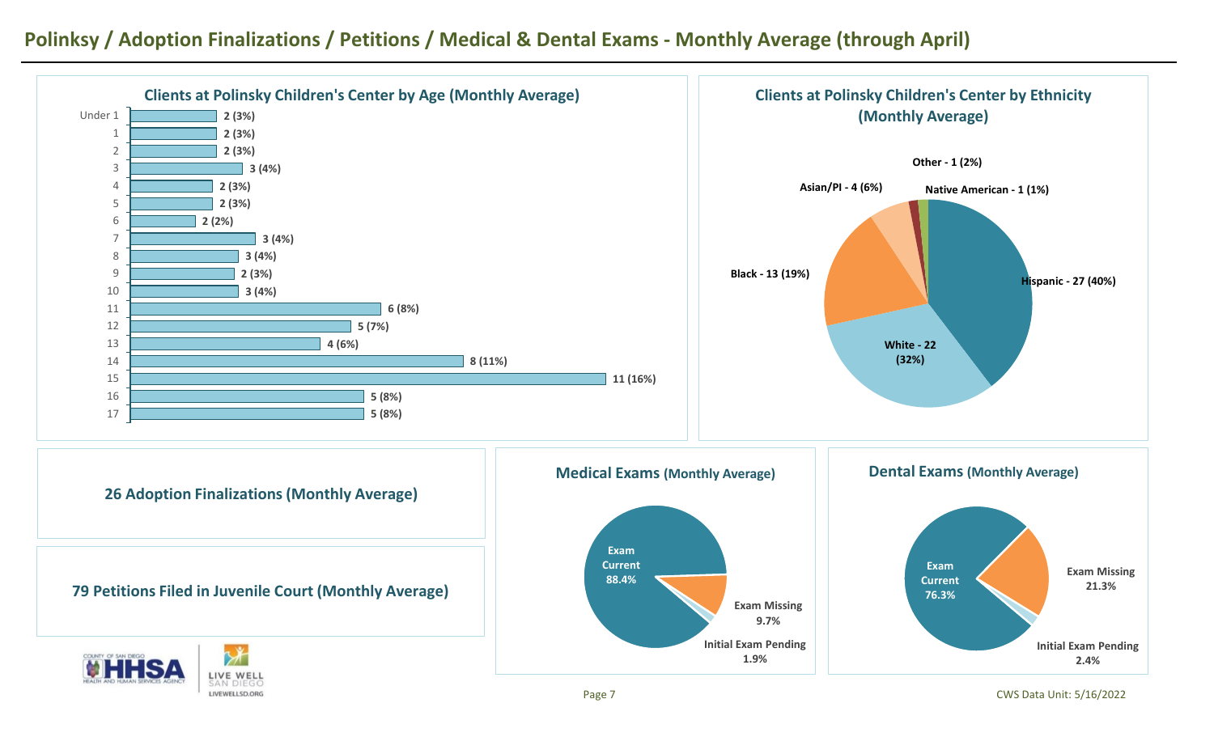# Polinksy / Adoption Finalizations / Petitions / Medical & Dental Exams - Monthly Average (through April)

## Clients at Polinsky Children's Center by Age (Monthly Average)

| Age | Clients |
|---|---|
| Under 1 | 2 (3%) |
| 1 | 2 (3%) |
| 2 | 2 (3%) |
| 3 | 3 (4%) |
| 4 | 2 (3%) |
| 5 | 2 (3%) |
| 6 | 2 (2%) |
| 7 | 3 (4%) |
| 8 | 3 (4%) |
| 9 | 2 (3%) |
| 10 | 3 (4%) |
| 11 | 6 (8%) |
| 12 | 5 (7%) |
| 13 | 4 (6%) |
| 14 | 8 (11%) |
| 15 | 11 (16%) |
| 16 | 5 (8%) |
| 17 | 5 (8%) |

## Clients at Polinsky Children's Center by Ethnicity (Monthly Average)

| Ethnicity | Clients |
|---|---|
| Hispanic | 27 (40%) |
| White | 22 (32%) |
| Black | 13 (19%) |
| Asian/PI | 4 (6%) |
| Other | 1 (2%) |
| Native American | 1 (1%) |

## 26 Adoption Finalizations (Monthly Average)

## 79 Petitions Filed in Juvenile Court (Monthly Average)

## Medical Exams (Monthly Average)

| Status | Percent |
|---|---|
| Exam Current | 88.4% |
| Exam Missing | 9.7% |
| Initial Exam Pending | 1.9% |

## Dental Exams (Monthly Average)

| Status | Percent |
|---|---|
| Exam Current | 76.3% |
| Exam Missing | 21.3% |
| Initial Exam Pending | 2.4% |

CWS Data Unit: 5/16/2022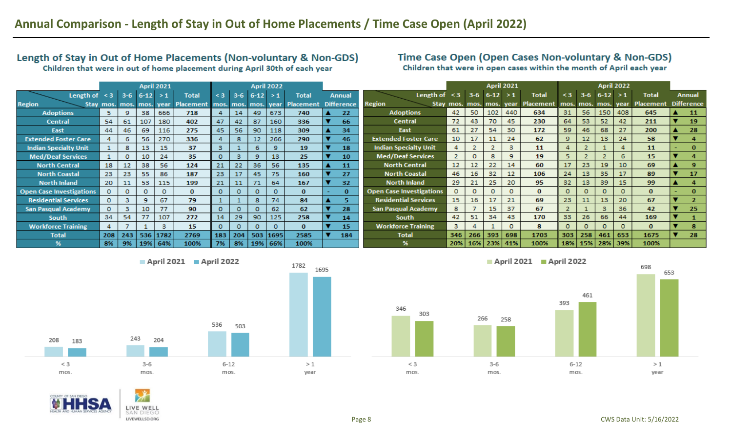# Annual Comparison - Length of Stay in Out of Home Placements / Time Case Open (April 2022)

## Length of Stay in Out of Home Placements (Non-voluntary & Non-GDS)

**Children that were in out of home placement during April 30th of each year**

| Region | April 2021 | | | | | April 2022 | | | | | Annual Difference |
|---|---|---|---|---|---|---|---|---|---|---|---|
| | < 3 mos. | 3-6 mos. | 6-12 mos. | > 1 year | Total Placement | < 3 mos. | 3-6 mos. | 6-12 mos. | > 1 year | Total Placement | |
| Adoptions | 5 | 9 | 38 | 666 | 718 | 4 | 14 | 49 | 673 | 740 | ▲ 22 |
| Central | 54 | 61 | 107 | 180 | 402 | 47 | 42 | 87 | 160 | 336 | ▼ 66 |
| East | 44 | 46 | 69 | 116 | 275 | 45 | 56 | 90 | 118 | 309 | ▲ 34 |
| Extended Foster Care | 4 | 6 | 56 | 270 | 336 | 4 | 8 | 12 | 266 | 290 | ▼ 46 |
| Indian Specialty Unit | 1 | 8 | 13 | 15 | 37 | 3 | 1 | 6 | 9 | 19 | ▼ 18 |
| Med/Deaf Services | 1 | 0 | 10 | 24 | 35 | 0 | 3 | 9 | 13 | 25 | ▼ 10 |
| North Central | 18 | 12 | 38 | 56 | 124 | 21 | 22 | 36 | 56 | 135 | ▲ 11 |
| North Coastal | 23 | 23 | 55 | 86 | 187 | 23 | 17 | 45 | 75 | 160 | ▼ 27 |
| North Inland | 20 | 11 | 53 | 115 | 199 | 21 | 11 | 71 | 64 | 167 | ▼ 32 |
| Open Case Investigations | 0 | 0 | 0 | 0 | 0 | 0 | 0 | 0 | 0 | 0 | - 0 |
| Residential Services | 0 | 3 | 9 | 67 | 79 | 1 | 1 | 8 | 74 | 84 | ▲ 5 |
| San Pasqual Academy | 0 | 3 | 10 | 77 | 90 | 0 | 0 | 0 | 62 | 62 | ▼ 28 |
| South | 34 | 54 | 77 | 107 | 272 | 14 | 29 | 90 | 125 | 258 | ▼ 14 |
| Workforce Training | 4 | 7 | 1 | 3 | 15 | 0 | 0 | 0 | 0 | 0 | ▼ 15 |
| Total | 208 | 243 | 536 | 1782 | 2769 | 183 | 204 | 503 | 1695 | 2585 | ▼ 184 |
| % | 8% | 9% | 19% | 64% | 100% | 7% | 8% | 19% | 66% | 100% | |

| Length of Stay | April 2021 | April 2022 |
|---|---|---|
| < 3 mos. | 208 | 183 |
| 3-6 mos. | 243 | 204 |
| 6-12 mos. | 536 | 503 |
| > 1 year | 1782 | 1695 |

## Time Case Open (Open Cases Non-voluntary & Non-GDS)

**Children that were in open cases within the month of April each year**

| Region | April 2021 | | | | | April 2022 | | | | | Annual Difference |
|---|---|---|---|---|---|---|---|---|---|---|---|
| | < 3 mos. | 3-6 mos. | 6-12 mos. | > 1 year | Total Placement | < 3 mos. | 3-6 mos. | 6-12 mos. | > 1 year | Total Placement | |
| Adoptions | 42 | 50 | 102 | 440 | 634 | 31 | 56 | 150 | 408 | 645 | ▲ 11 |
| Central | 72 | 43 | 70 | 45 | 230 | 64 | 53 | 52 | 42 | 211 | ▼ 19 |
| East | 61 | 27 | 54 | 30 | 172 | 59 | 46 | 68 | 27 | 200 | ▲ 28 |
| Extended Foster Care | 10 | 17 | 11 | 24 | 62 | 9 | 12 | 13 | 24 | 58 | ▼ 4 |
| Indian Specialty Unit | 4 | 2 | 2 | 3 | 11 | 4 | 2 | 1 | 4 | 11 | - 0 |
| Med/Deaf Services | 2 | 0 | 8 | 9 | 19 | 5 | 2 | 2 | 6 | 15 | ▼ 4 |
| North Central | 12 | 12 | 22 | 14 | 60 | 17 | 23 | 19 | 10 | 69 | ▲ 9 |
| North Coastal | 46 | 16 | 32 | 12 | 106 | 24 | 13 | 35 | 17 | 89 | ▼ 17 |
| North Inland | 29 | 21 | 25 | 20 | 95 | 32 | 13 | 39 | 15 | 99 | ▲ 4 |
| Open Case Investigations | 0 | 0 | 0 | 0 | 0 | 0 | 0 | 0 | 0 | 0 | - 0 |
| Residential Services | 15 | 16 | 17 | 21 | 69 | 23 | 11 | 13 | 20 | 67 | ▼ 2 |
| San Pasqual Academy | 8 | 7 | 15 | 37 | 67 | 2 | 1 | 3 | 36 | 42 | ▼ 25 |
| South | 42 | 51 | 34 | 43 | 170 | 33 | 26 | 66 | 44 | 169 | ▼ 1 |
| Workforce Training | 3 | 4 | 1 | 0 | 8 | 0 | 0 | 0 | 0 | 0 | ▼ 8 |
| Total | 346 | 266 | 393 | 698 | 1703 | 303 | 258 | 461 | 653 | 1675 | ▼ 28 |
| % | 20% | 16% | 23% | 41% | 100% | 18% | 15% | 28% | 39% | 100% | |

| Time Case Open | April 2021 | April 2022 |
|---|---|---|
| < 3 mos. | 346 | 303 |
| 3-6 mos. | 266 | 258 |
| 6-12 mos. | 393 | 461 |
| > 1 year | 698 | 653 |

CWS Data Unit: 5/16/2022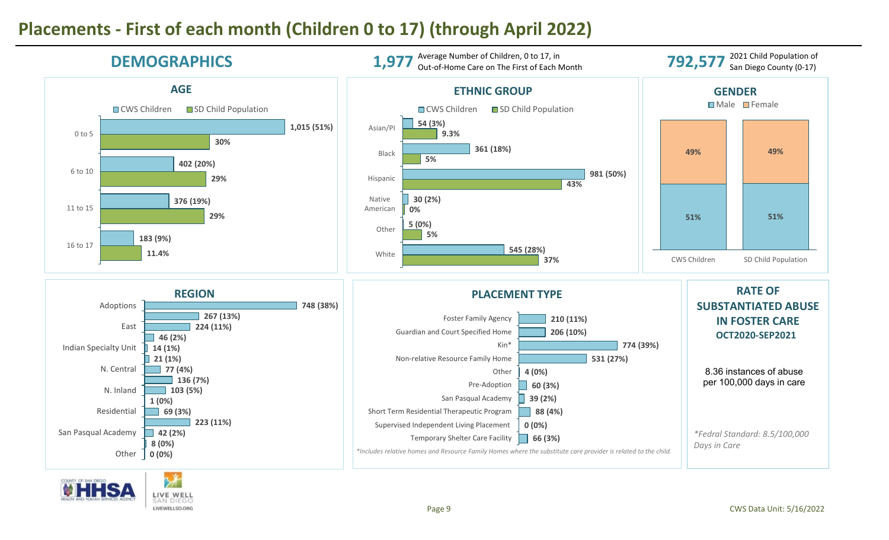# Placements - First of each month (Children 0 to 17) (through April 2022)

## DEMOGRAPHICS

**1,977** Average Number of Children, 0 to 17, in Out-of-Home Care on The First of Each Month

**792,577** 2021 Child Population of San Diego County (0-17)

### AGE

| Age | CWS Children | SD Child Population |
|---|---|---|
| 0 to 5 | 1,015 (51%) | 30% |
| 6 to 10 | 402 (20%) | 29% |
| 11 to 15 | 376 (19%) | 29% |
| 16 to 17 | 183 (9%) | 11.4% |

### ETHNIC GROUP

| Ethnic Group | CWS Children | SD Child Population |
|---|---|---|
| Asian/PI | 54 (3%) | 9.3% |
| Black | 361 (18%) | 5% |
| Hispanic | 981 (50%) | 43% |
| Native American | 30 (2%) | 0% |
| Other | 5 (0%) | 5% |
| White | 545 (28%) | 37% |

### GENDER

| Gender | CWS Children | SD Child Population |
|---|---|---|
| Male | 51% | 51% |
| Female | 49% | 49% |

### REGION

| Region | Children |
|---|---|
| Adoptions | 748 (38%) |
| | 267 (13%) |
| East | 224 (11%) |
| | 46 (2%) |
| Indian Specialty Unit | 14 (1%) |
| | 21 (1%) |
| N. Central | 77 (4%) |
| | 136 (7%) |
| N. Inland | 103 (5%) |
| | 1 (0%) |
| Residential | 69 (3%) |
| | 223 (11%) |
| San Pasqual Academy | 42 (2%) |
| | 8 (0%) |
| Other | 0 (0%) |

### PLACEMENT TYPE

| Placement Type | Children |
|---|---|
| Foster Family Agency | 210 (11%) |
| Guardian and Court Specified Home | 206 (10%) |
| Kin* | 774 (39%) |
| Non-relative Resource Family Home | 531 (27%) |
| Other | 4 (0%) |
| Pre-Adoption | 60 (3%) |
| San Pasqual Academy | 39 (2%) |
| Short Term Residential Therapeutic Program | 88 (4%) |
| Supervised Independent Living Placement | 0 (0%) |
| Temporary Shelter Care Facility | 66 (3%) |

*Includes relative homes and Resource Family Homes where the substitute care provider is related to the child.*

### RATE OF SUBSTANTIATED ABUSE IN FOSTER CARE
#### OCT2020-SEP2021

8.36 instances of abuse per 100,000 days in care

*\*Fedral Standard: 8.5/100,000 Days in Care*

CWS Data Unit: 5/16/2022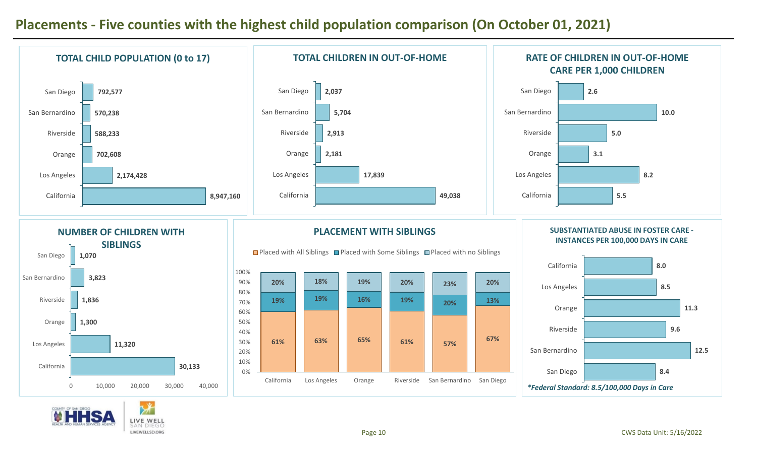# Placements - Five counties with the highest child population comparison (On October 01, 2021)

### TOTAL CHILD POPULATION (0 to 17)

| County | Population |
|---|---|
| San Diego | 792,577 |
| San Bernardino | 570,238 |
| Riverside | 588,233 |
| Orange | 702,608 |
| Los Angeles | 2,174,428 |
| California | 8,947,160 |

### TOTAL CHILDREN IN OUT-OF-HOME

| County | Children |
|---|---|
| San Diego | 2,037 |
| San Bernardino | 5,704 |
| Riverside | 2,913 |
| Orange | 2,181 |
| Los Angeles | 17,839 |
| California | 49,038 |

### RATE OF CHILDREN IN OUT-OF-HOME CARE PER 1,000 CHILDREN

| County | Rate |
|---|---|
| San Diego | 2.6 |
| San Bernardino | 10.0 |
| Riverside | 5.0 |
| Orange | 3.1 |
| Los Angeles | 8.2 |
| California | 5.5 |

### NUMBER OF CHILDREN WITH SIBLINGS

| County | Children |
|---|---|
| San Diego | 1,070 |
| San Bernardino | 3,823 |
| Riverside | 1,836 |
| Orange | 1,300 |
| Los Angeles | 11,320 |
| California | 30,133 |

### PLACEMENT WITH SIBLINGS

| | California | Los Angeles | Orange | Riverside | San Bernardino | San Diego |
|---|---|---|---|---|---|---|
| Placed with All Siblings | 61% | 63% | 65% | 61% | 57% | 67% |
| Placed with Some Siblings | 19% | 19% | 16% | 19% | 20% | 13% |
| Placed with no Siblings | 20% | 18% | 19% | 20% | 23% | 20% |

### SUBSTANTIATED ABUSE IN FOSTER CARE - INSTANCES PER 100,000 DAYS IN CARE

| County | Instances |
|---|---|
| California | 8.0 |
| Los Angeles | 8.5 |
| Orange | 11.3 |
| Riverside | 9.6 |
| San Bernardino | 12.5 |
| San Diego | 8.4 |

*\*Federal Standard: 8.5/100,000 Days in Care*

CWS Data Unit: 5/16/2022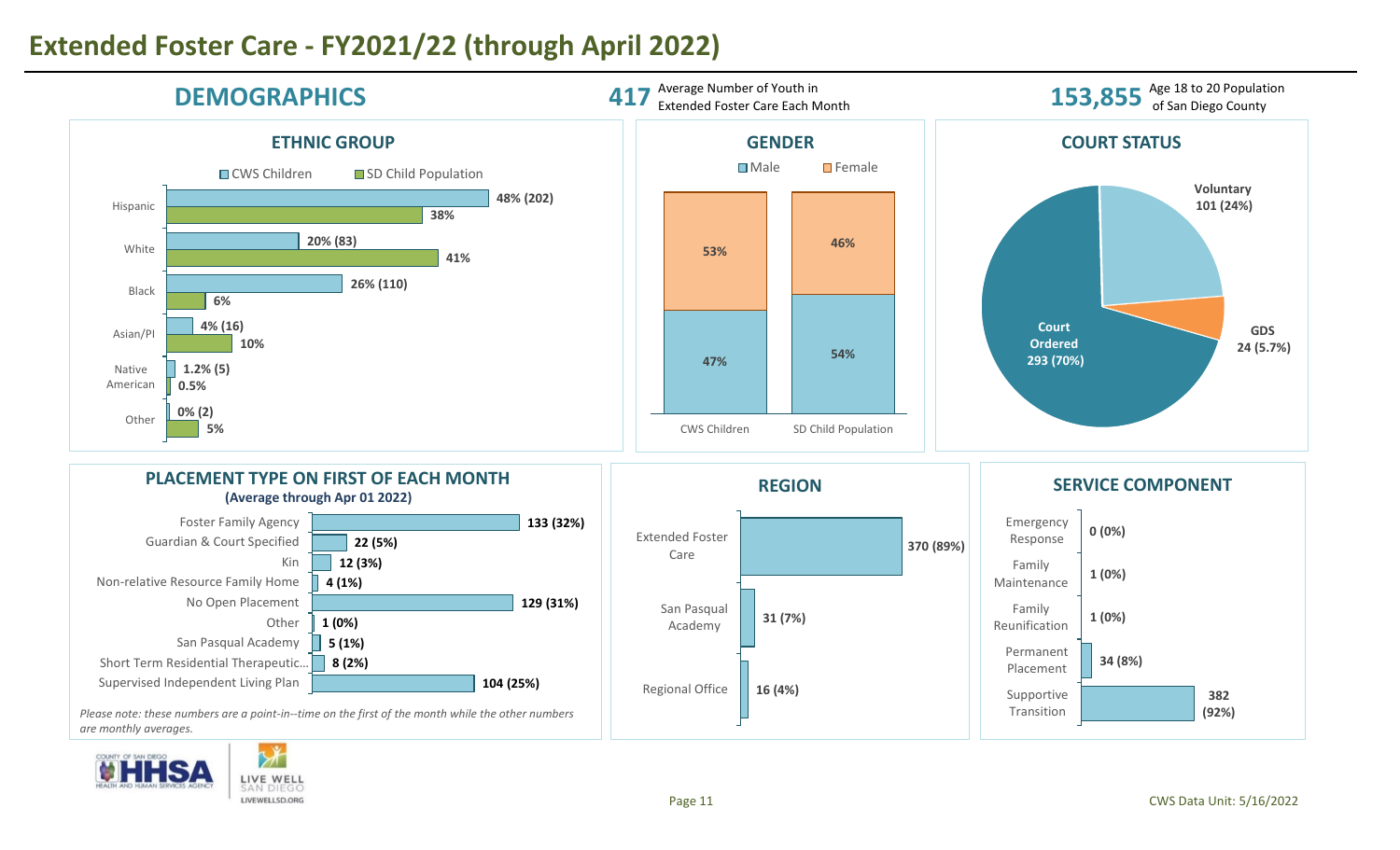# Extended Foster Care - FY2021/22 (through April 2022)

## DEMOGRAPHICS

**417** Average Number of Youth in Extended Foster Care Each Month

**153,855** Age 18 to 20 Population of San Diego County

### ETHNIC GROUP

| Ethnic Group | CWS Children | SD Child Population |
| --- | --- | --- |
| Hispanic | 48% (202) | 38% |
| White | 20% (83) | 41% |
| Black | 26% (110) | 6% |
| Asian/PI | 4% (16) | 10% |
| Native American | 1.2% (5) | 0.5% |
| Other | 0% (2) | 5% |

### GENDER

| | Male | Female |
| --- | --- | --- |
| CWS Children | 47% | 53% |
| SD Child Population | 54% | 46% |

### COURT STATUS

| Court Status | Count |
| --- | --- |
| Court Ordered | 293 (70%) |
| Voluntary | 101 (24%) |
| GDS | 24 (5.7%) |

### PLACEMENT TYPE ON FIRST OF EACH MONTH
**(Average through Apr 01 2022)**

| Placement Type | Count |
| --- | --- |
| Foster Family Agency | 133 (32%) |
| Guardian & Court Specified | 22 (5%) |
| Kin | 12 (3%) |
| Non-relative Resource Family Home | 4 (1%) |
| No Open Placement | 129 (31%) |
| Other | 1 (0%) |
| San Pasqual Academy | 5 (1%) |
| Short Term Residential Therapeutic... | 8 (2%) |
| Supervised Independent Living Plan | 104 (25%) |

*Please note: these numbers are a point-in--time on the first of the month while the other numbers are monthly averages.*

### REGION

| Region | Count |
| --- | --- |
| Extended Foster Care | 370 (89%) |
| San Pasqual Academy | 31 (7%) |
| Regional Office | 16 (4%) |

### SERVICE COMPONENT

| Service Component | Count |
| --- | --- |
| Emergency Response | 0 (0%) |
| Family Maintenance | 1 (0%) |
| Family Reunification | 1 (0%) |
| Permanent Placement | 34 (8%) |
| Supportive Transition | 382 (92%) |

CWS Data Unit: 5/16/2022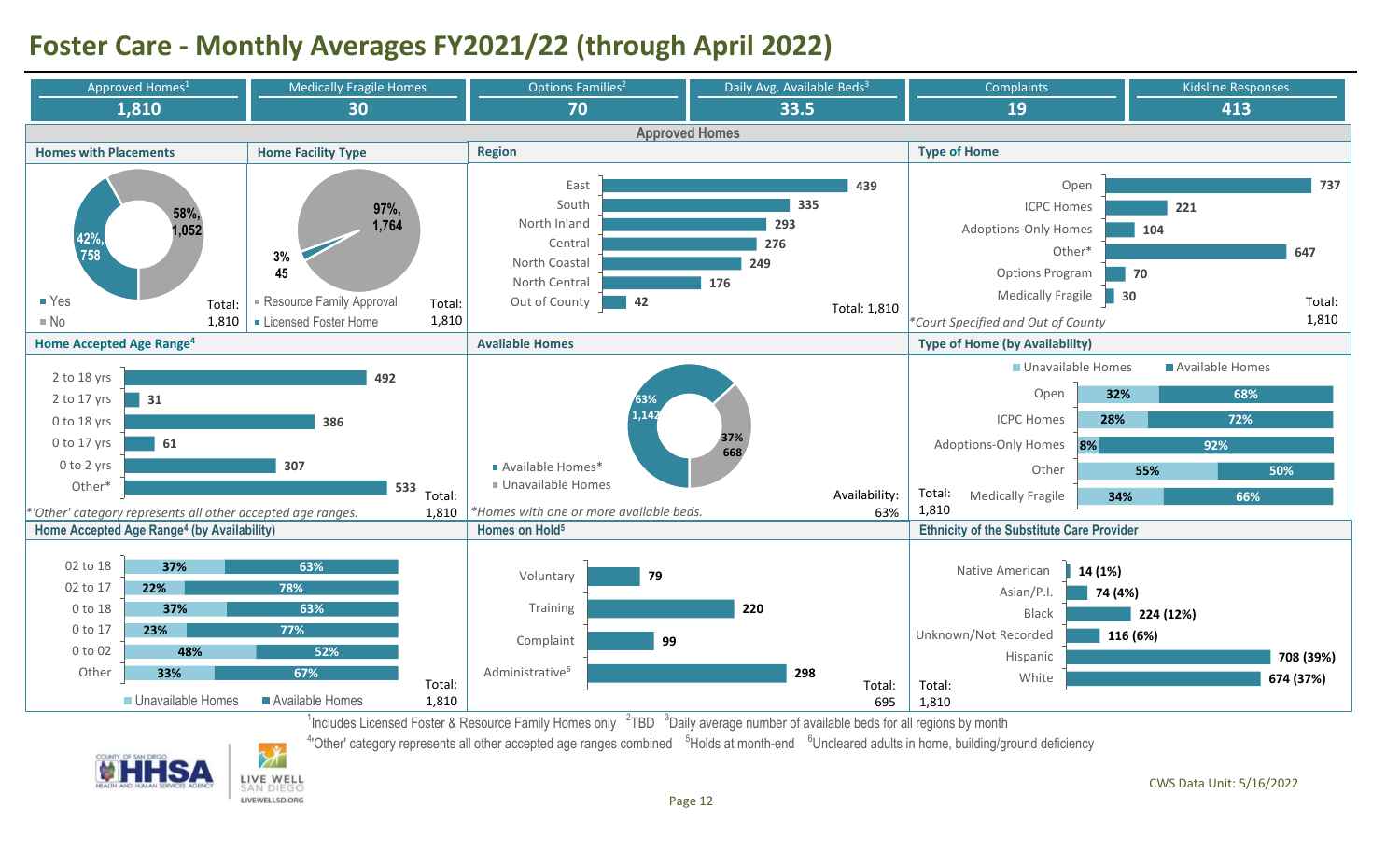# Foster Care - Monthly Averages FY2021/22 (through April 2022)

| Approved Homes[1] | Medically Fragile Homes | Options Families[2] | Daily Avg. Available Beds[3] | Complaints | Kidsline Responses |
|---|---|---|---|---|---|
| 1,810 | 30 | 70 | 33.5 | 19 | 413 |

## Approved Homes

### Homes with Placements

| Category | Count | Percent |
|---|---|---|
| Yes | 758 | 42% |
| No | 1,052 | 58% |
| Total | 1,810 | |

### Home Facility Type

| Category | Count | Percent |
|---|---|---|
| Resource Family Approval | 1,764 | 97% |
| Licensed Foster Home | 45 | 3% |
| Total | 1,810 | |

### Region

| Region | Count |
|---|---|
| East | 439 |
| South | 335 |
| North Inland | 293 |
| Central | 276 |
| North Coastal | 249 |
| North Central | 176 |
| Out of County | 42 |
| Total | 1,810 |

### Type of Home

| Type | Count |
|---|---|
| Open | 737 |
| ICPC Homes | 221 |
| Adoptions-Only Homes | 104 |
| Other* | 647 |
| Options Program | 70 |
| Medically Fragile | 30 |
| Total | 1,810 |

*Court Specified and Out of County

### Home Accepted Age Range[4]

| Age Range | Count |
|---|---|
| 2 to 18 yrs | 492 |
| 2 to 17 yrs | 31 |
| 0 to 18 yrs | 386 |
| 0 to 17 yrs | 61 |
| 0 to 2 yrs | 307 |
| Other* | 533 |
| Total | 1,810 |

*'Other' category represents all other accepted age ranges.

### Available Homes

| Category | Count | Percent |
|---|---|---|
| Available Homes* | 1,142 | 63% |
| Unavailable Homes | 668 | 37% |
| Availability | | 63% |

*Homes with one or more available beds.

### Type of Home (by Availability)

| Type | Unavailable Homes | Available Homes |
|---|---|---|
| Open | 32% | 68% |
| ICPC Homes | 28% | 72% |
| Adoptions-Only Homes | 8% | 92% |
| Other | 55% | 50% |
| Medically Fragile | 34% | 66% |
| Total: 1,810 | | |

### Home Accepted Age Range[4] (by Availability)

| Age Range | Unavailable Homes | Available Homes |
|---|---|---|
| 02 to 18 | 37% | 63% |
| 02 to 17 | 22% | 78% |
| 0 to 18 | 37% | 63% |
| 0 to 17 | 23% | 77% |
| 0 to 02 | 48% | 52% |
| Other | 33% | 67% |
| Total: 1,810 | | |

### Homes on Hold[5]

| Reason | Count |
|---|---|
| Voluntary | 79 |
| Training | 220 |
| Complaint | 99 |
| Administrative[6] | 298 |
| Total | 695 |

### Ethnicity of the Substitute Care Provider

| Ethnicity | Count (Percent) |
|---|---|
| Native American | 14 (1%) |
| Asian/P.I. | 74 (4%) |
| Black | 224 (12%) |
| Unknown/Not Recorded | 116 (6%) |
| Hispanic | 708 (39%) |
| White | 674 (37%) |
| Total | 1,810 |

[1]Includes Licensed Foster & Resource Family Homes only [2]TBD [3]Daily average number of available beds for all regions by month
[4]'Other' category represents all other accepted age ranges combined [5]Holds at month-end [6]Uncleared adults in home, building/ground deficiency

CWS Data Unit: 5/16/2022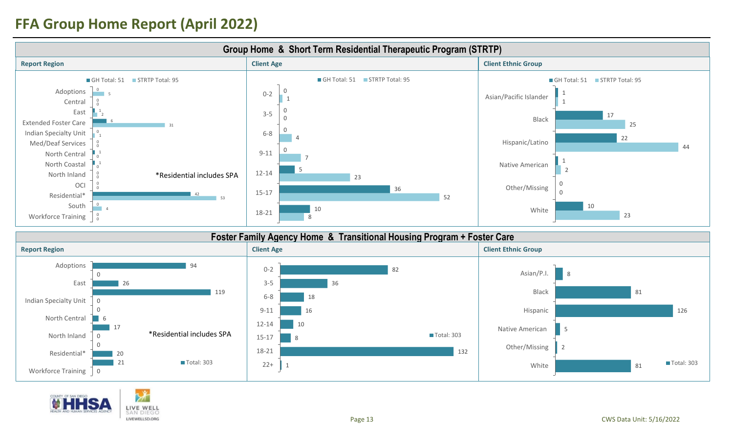# FFA Group Home Report (April 2022)

## Group Home & Short Term Residential Therapeutic Program (STRTP)

### Report Region

GH Total: 51 STRTP Total: 95

Adoptions 0 5
Central 0 0
East 1 2
Extended Foster Care 6 31
Indian Specialty Unit 0 1
Med/Deaf Services 0 0
North Central 1 0
North Coastal 1 0
North Inland 0 0
OCI 0 0
Residential* 42 53
South 0 4
Workforce Training 0 0

*Residential includes SPA

### Client Age

GH Total: 51 STRTP Total: 95

0-2 0 1
3-5 0 0
6-8 0 4
9-11 0 7
12-14 5 23
15-17 36 52
18-21 10 8

### Client Ethnic Group

GH Total: 51 STRTP Total: 95

Asian/Pacific Islander 1 1
Black 17 25
Hispanic/Latino 22 44
Native American 1 2
Other/Missing 0 0
White 10 23

## Foster Family Agency Home & Transitional Housing Program + Foster Care

### Report Region

Adoptions 94
0
East 26
119
Indian Specialty Unit 0
0
North Central 6
17
North Inland 0
0
Residential* 20
21
Workforce Training 0

*Residential includes SPA

Total: 303

### Client Age

0-2 82
3-5 36
6-8 18
9-11 16
12-14 10
15-17 8
18-21 132
22+ 1

Total: 303

### Client Ethnic Group

Asian/P.I. 8
Black 81
Hispanic 126
Native American 5
Other/Missing 2
White 81

Total: 303

COUNTY OF SAN DIEGO HHSA HEALTH AND HUMAN SERVICES AGENCY | LIVE WELL SAN DIEGO LIVEWELLSD.ORG

CWS Data Unit: 5/16/2022